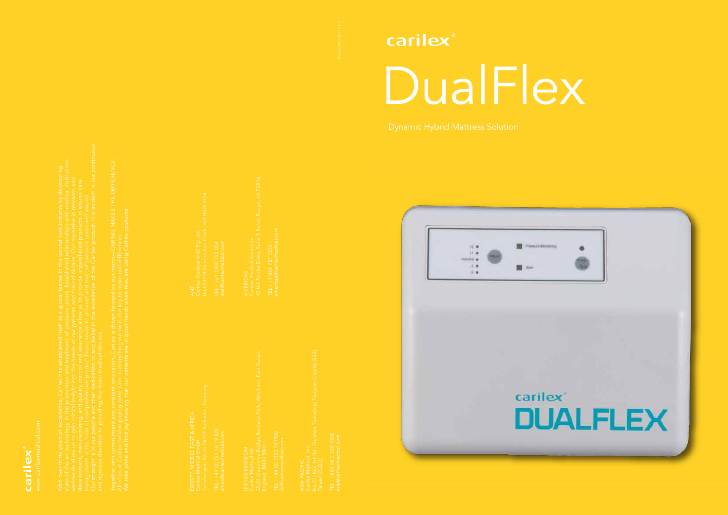# carilex®

# DualFlex

Dynamic Hybrid Mattress Solution

carilex®

www.carilexmedical.com

With over thirty years of experience, Carilex has established itself as a global leader in the wound care industry by developing state-of-the-art technology in the prevention and treatment of pressure ulcers. Established relationships with medical institutions worldwide allow us to gain critical insight into the needs of our patients and their clinicians. Our expertise in research and development, manufacturing, and quality control and assurance allow us to provide unparalleled products in wound care management in the form of comprehensive product lines proven to prevent and treat of pressure sores and wound. Our strength is in our people and their dedication to and belief in the excellence of the Carilex product. It is evident in our continuous and rigorous devotion to providing the finest medical devices.

Together with commitment and constant innovation, Carilex is driven forward by our motto—CARING MAKES THE DIFFERENCE. All of us at Carilex believe paying extra care in everything we do is the key to make real differences. We take pride and find joy knowing that our patients are in good hands when they are using Carilex products.

EUROPE, MIDDLE EAST & AFRICA
Carilex Medical GmbH
Turmbergstr. 9A, D-76227 Karlsruhe, Germany

TEL: +49 (0) 721 16 19 835
emea@carilexmedical.com

UNITED KINGDOM
Carilex Medical UK
22-23 Mountney Bridge Business Park, Westham, East Sussex, England, BN24 5NH

TEL: +44 (0) 1323 761900
uk@carilexmedical.com

ASIA PACIFIC
Carilex Medical, Inc.
No.77, Keji 1st Rd., Guishan Township, Taoyuan County (333), Taiwan (R.O.C)

TEL: +886 (0) 3 328 7882
asia@carilexmedical.com

ANZ
Carilex Medical ANZ Pty Ltd
Unit 23/10 Victoria Ave Castle Hill NSW 2154

TEL: +61 1300 732 004
anz@carilexmedical.com

AMERICAS
Carilex Medical Americas
10163 Patriot Drive, Suite 2 Baton Rouge, LA 70816

TEL: +1 855 721 7233
americas@carilexmedical.com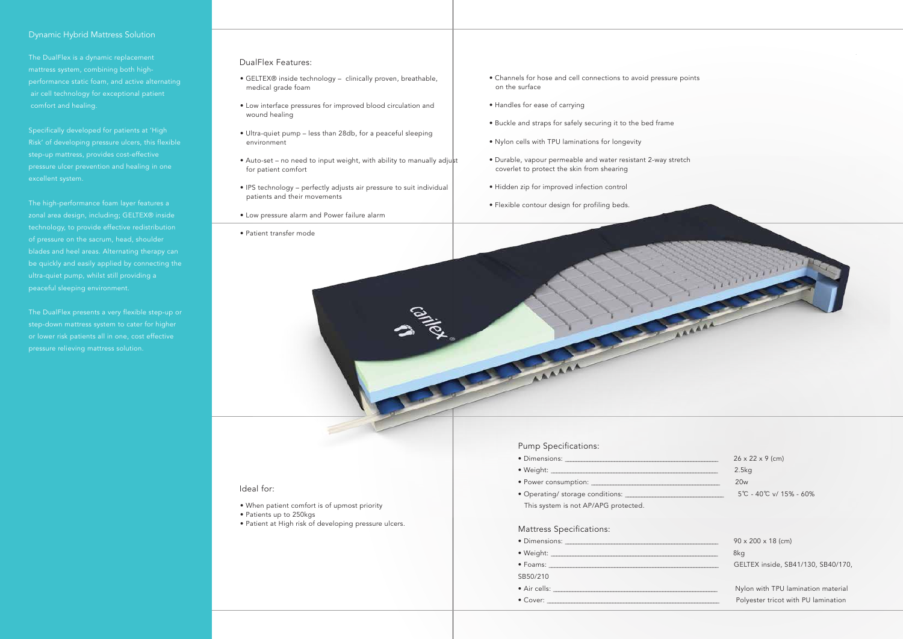## Dynamic Hybrid Mattress Solution

The DualFlex is a dynamic replacement mattress system, combining both high-performance static foam, and active alternating air cell technology for exceptional patient comfort and healing.

Specifically developed for patients at 'High Risk' of developing pressure ulcers, this flexible step-up mattress, provides cost-effective pressure ulcer prevention and healing in one excellent system.

The high-performance foam layer features a zonal area design, including; GELTEX® inside technology, to provide effective redistribution of pressure on the sacrum, head, shoulder blades and heel areas. Alternating therapy can be quickly and easily applied by connecting the ultra-quiet pump, whilst still providing a peaceful sleeping environment.

The DualFlex presents a very flexible step-up or step-down mattress system to cater for higher or lower risk patients all in one, cost effective pressure relieving mattress solution.

### DualFlex Features:

- GELTEX® inside technology – clinically proven, breathable, medical grade foam
- Low interface pressures for improved blood circulation and wound healing
- Ultra-quiet pump – less than 28db, for a peaceful sleeping environment
- Auto-set – no need to input weight, with ability to manually adjust for patient comfort
- IPS technology – perfectly adjusts air pressure to suit individual patients and their movements
- Low pressure alarm and Power failure alarm
- Patient transfer mode
- Channels for hose and cell connections to avoid pressure points on the surface
- Handles for ease of carrying
- Buckle and straps for safely securing it to the bed frame
- Nylon cells with TPU laminations for longevity
- Durable, vapour permeable and water resistant 2-way stretch coverlet to protect the skin from shearing
- Hidden zip for improved infection control
- Flexible contour design for profiling beds.

### Ideal for:

- When patient comfort is of upmost priority
- Patients up to 250kgs
- Patient at High risk of developing pressure ulcers.

### Pump Specifications:

- Dimensions: 26 x 22 x 9 (cm)
- Weight: 2.5kg
- Power consumption: 20w
- Operating/ storage conditions: 5℃ - 40℃ v/ 15% - 60%

This system is not AP/APG protected.

### Mattress Specifications:

- Dimensions: 90 x 200 x 18 (cm)
- Weight: 8kg
- Foams: GELTEX inside, SB41/130, SB40/170, SB50/210
- Air cells: Nylon with TPU lamination material
- Cover: Polyester tricot with PU lamination